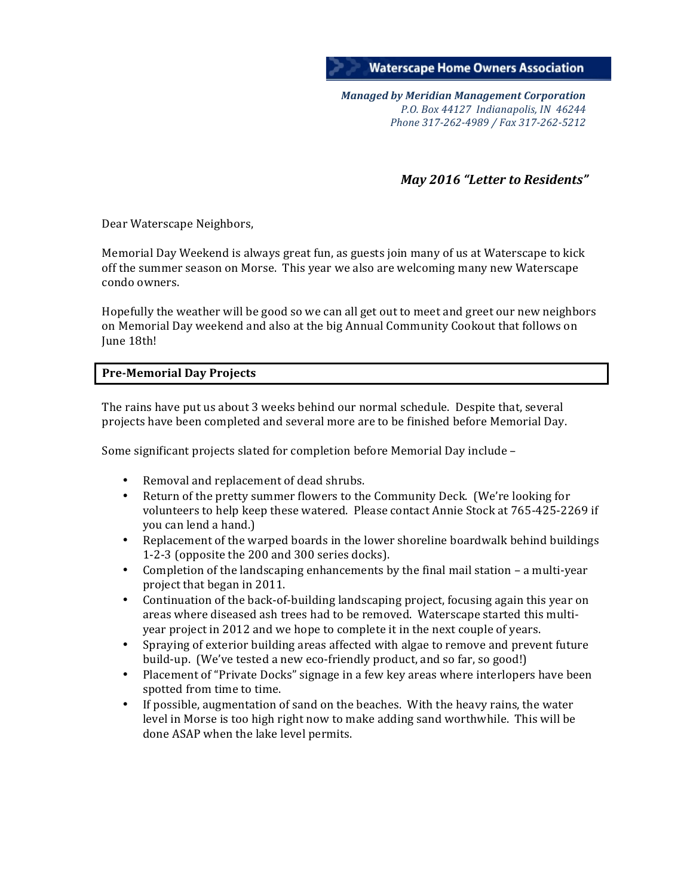**Waterscape Home Owners Association**

***Managed by Meridian Management Corporation***
*P.O. Box 44127 Indianapolis, IN 46244*
*Phone 317-262-4989 / Fax 317-262-5212*

***May 2016 "Letter to Residents"***

Dear Waterscape Neighbors,

Memorial Day Weekend is always great fun, as guests join many of us at Waterscape to kick off the summer season on Morse. This year we also are welcoming many new Waterscape condo owners.

Hopefully the weather will be good so we can all get out to meet and greet our new neighbors on Memorial Day weekend and also at the big Annual Community Cookout that follows on June 18th!

## Pre-Memorial Day Projects

The rains have put us about 3 weeks behind our normal schedule. Despite that, several projects have been completed and several more are to be finished before Memorial Day.

Some significant projects slated for completion before Memorial Day include –

- Removal and replacement of dead shrubs.
- Return of the pretty summer flowers to the Community Deck. (We're looking for volunteers to help keep these watered. Please contact Annie Stock at 765-425-2269 if you can lend a hand.)
- Replacement of the warped boards in the lower shoreline boardwalk behind buildings 1-2-3 (opposite the 200 and 300 series docks).
- Completion of the landscaping enhancements by the final mail station – a multi-year project that began in 2011.
- Continuation of the back-of-building landscaping project, focusing again this year on areas where diseased ash trees had to be removed. Waterscape started this multi-year project in 2012 and we hope to complete it in the next couple of years.
- Spraying of exterior building areas affected with algae to remove and prevent future build-up. (We've tested a new eco-friendly product, and so far, so good!)
- Placement of "Private Docks" signage in a few key areas where interlopers have been spotted from time to time.
- If possible, augmentation of sand on the beaches. With the heavy rains, the water level in Morse is too high right now to make adding sand worthwhile. This will be done ASAP when the lake level permits.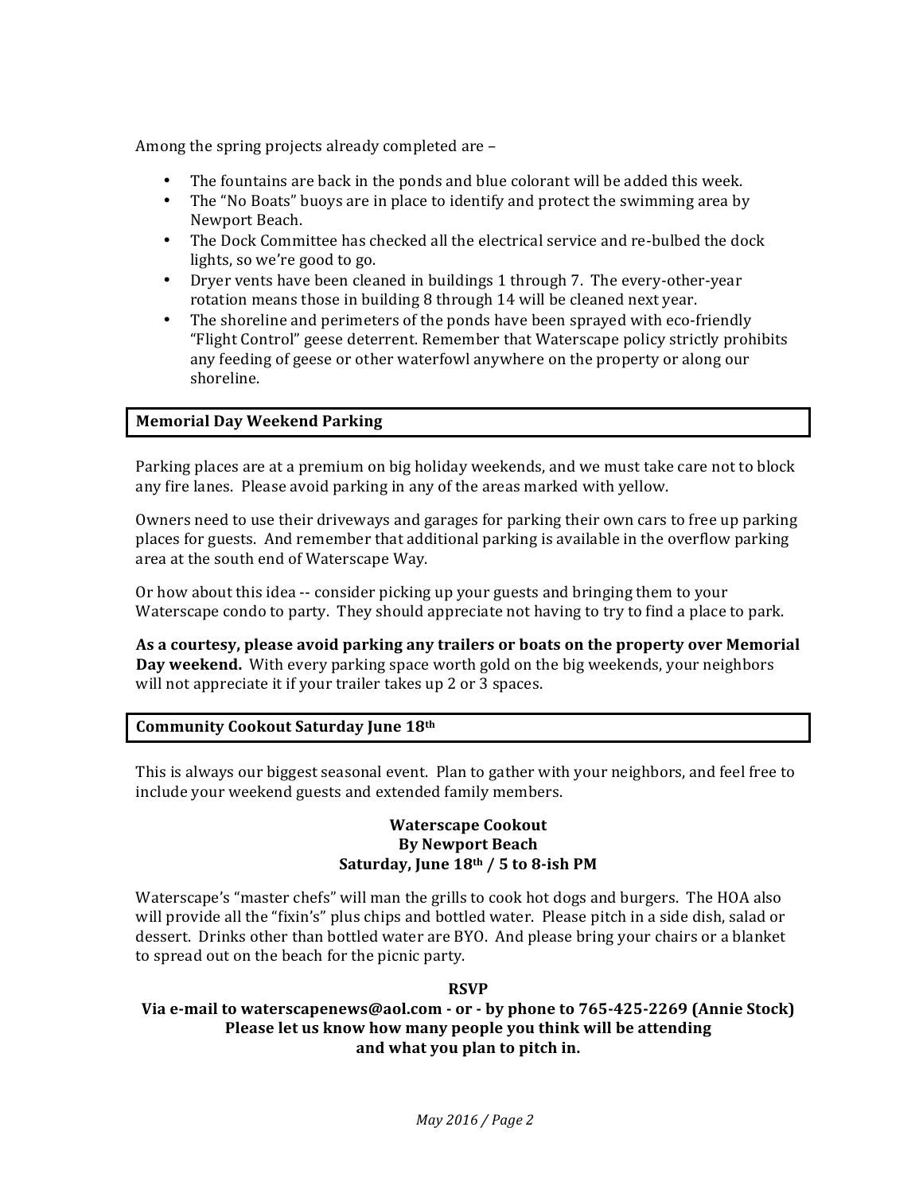Among the spring projects already completed are –

- The fountains are back in the ponds and blue colorant will be added this week.
- The "No Boats" buoys are in place to identify and protect the swimming area by Newport Beach.
- The Dock Committee has checked all the electrical service and re-bulbed the dock lights, so we're good to go.
- Dryer vents have been cleaned in buildings 1 through 7. The every-other-year rotation means those in building 8 through 14 will be cleaned next year.
- The shoreline and perimeters of the ponds have been sprayed with eco-friendly "Flight Control" geese deterrent. Remember that Waterscape policy strictly prohibits any feeding of geese or other waterfowl anywhere on the property or along our shoreline.

## Memorial Day Weekend Parking

Parking places are at a premium on big holiday weekends, and we must take care not to block any fire lanes. Please avoid parking in any of the areas marked with yellow.

Owners need to use their driveways and garages for parking their own cars to free up parking places for guests. And remember that additional parking is available in the overflow parking area at the south end of Waterscape Way.

Or how about this idea -- consider picking up your guests and bringing them to your Waterscape condo to party. They should appreciate not having to try to find a place to park.

**As a courtesy, please avoid parking any trailers or boats on the property over Memorial Day weekend.** With every parking space worth gold on the big weekends, your neighbors will not appreciate it if your trailer takes up 2 or 3 spaces.

## Community Cookout Saturday June 18th

This is always our biggest seasonal event. Plan to gather with your neighbors, and feel free to include your weekend guests and extended family members.

**Waterscape Cookout**
**By Newport Beach**
**Saturday, June 18th / 5 to 8-ish PM**

Waterscape's "master chefs" will man the grills to cook hot dogs and burgers. The HOA also will provide all the "fixin's" plus chips and bottled water. Please pitch in a side dish, salad or dessert. Drinks other than bottled water are BYO. And please bring your chairs or a blanket to spread out on the beach for the picnic party.

**RSVP**
**Via e-mail to waterscapenews@aol.com - or - by phone to 765-425-2269 (Annie Stock)**
**Please let us know how many people you think will be attending**
**and what you plan to pitch in.**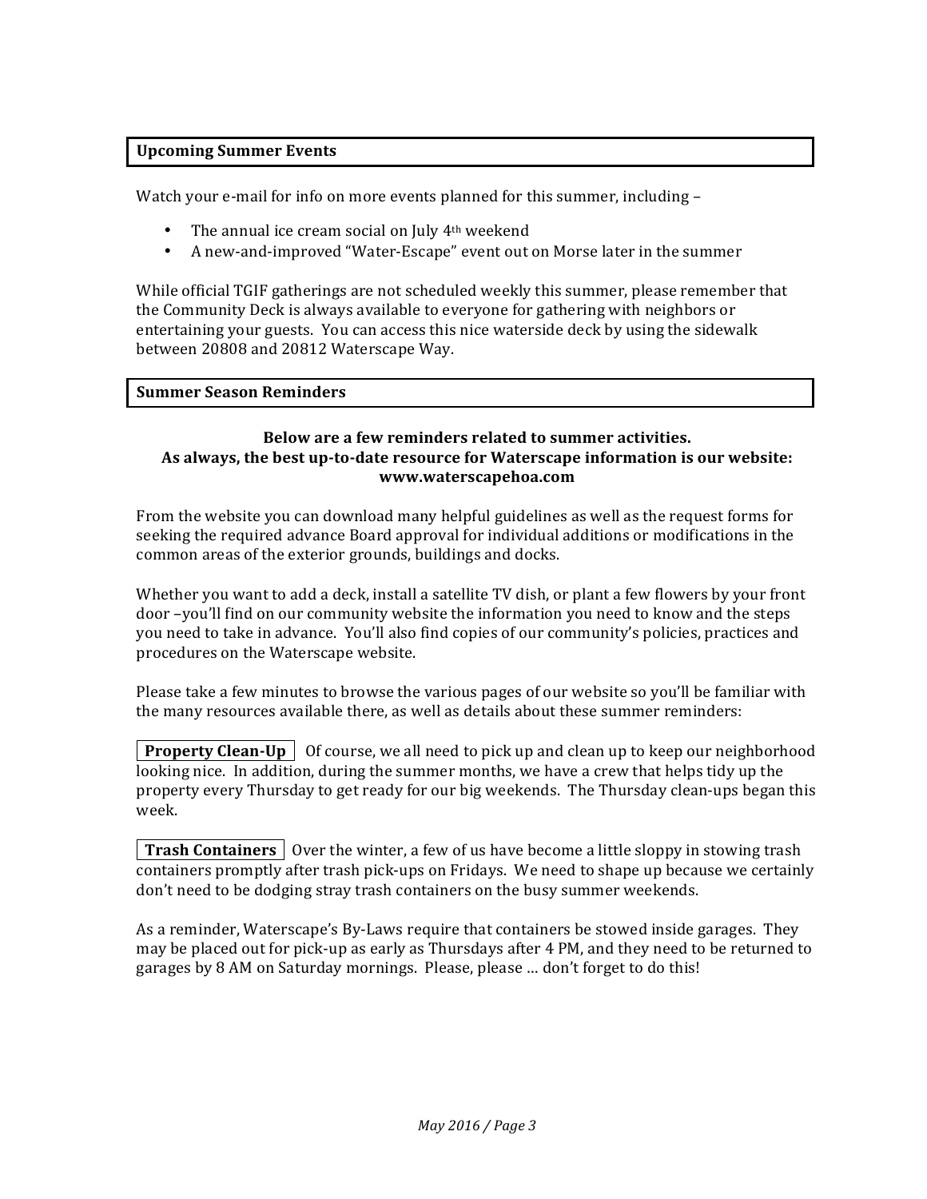## Upcoming Summer Events

Watch your e-mail for info on more events planned for this summer, including –

- The annual ice cream social on July 4th weekend
- A new-and-improved "Water-Escape" event out on Morse later in the summer

While official TGIF gatherings are not scheduled weekly this summer, please remember that the Community Deck is always available to everyone for gathering with neighbors or entertaining your guests. You can access this nice waterside deck by using the sidewalk between 20808 and 20812 Waterscape Way.

## Summer Season Reminders

**Below are a few reminders related to summer activities.**
**As always, the best up-to-date resource for Waterscape information is our website: www.waterscapehoa.com**

From the website you can download many helpful guidelines as well as the request forms for seeking the required advance Board approval for individual additions or modifications in the common areas of the exterior grounds, buildings and docks.

Whether you want to add a deck, install a satellite TV dish, or plant a few flowers by your front door –you'll find on our community website the information you need to know and the steps you need to take in advance. You'll also find copies of our community's policies, practices and procedures on the Waterscape website.

Please take a few minutes to browse the various pages of our website so you'll be familiar with the many resources available there, as well as details about these summer reminders:

**Property Clean-Up** Of course, we all need to pick up and clean up to keep our neighborhood looking nice. In addition, during the summer months, we have a crew that helps tidy up the property every Thursday to get ready for our big weekends. The Thursday clean-ups began this week.

**Trash Containers** Over the winter, a few of us have become a little sloppy in stowing trash containers promptly after trash pick-ups on Fridays. We need to shape up because we certainly don't need to be dodging stray trash containers on the busy summer weekends.

As a reminder, Waterscape's By-Laws require that containers be stowed inside garages. They may be placed out for pick-up as early as Thursdays after 4 PM, and they need to be returned to garages by 8 AM on Saturday mornings. Please, please … don't forget to do this!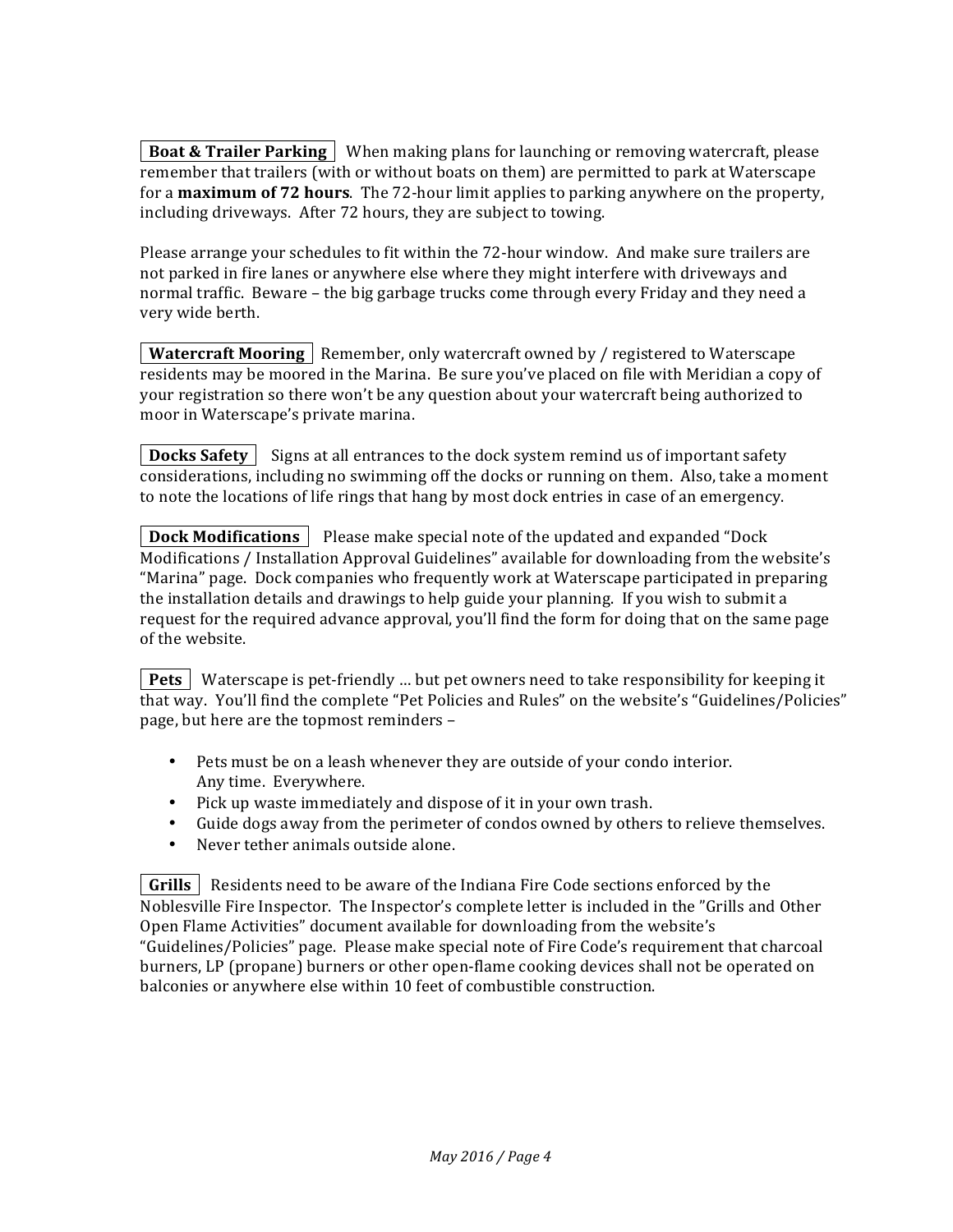**Boat & Trailer Parking** When making plans for launching or removing watercraft, please remember that trailers (with or without boats on them) are permitted to park at Waterscape for a **maximum of 72 hours**. The 72-hour limit applies to parking anywhere on the property, including driveways. After 72 hours, they are subject to towing.

Please arrange your schedules to fit within the 72-hour window. And make sure trailers are not parked in fire lanes or anywhere else where they might interfere with driveways and normal traffic. Beware – the big garbage trucks come through every Friday and they need a very wide berth.

**Watercraft Mooring** Remember, only watercraft owned by / registered to Waterscape residents may be moored in the Marina. Be sure you've placed on file with Meridian a copy of your registration so there won't be any question about your watercraft being authorized to moor in Waterscape's private marina.

**Docks Safety** Signs at all entrances to the dock system remind us of important safety considerations, including no swimming off the docks or running on them. Also, take a moment to note the locations of life rings that hang by most dock entries in case of an emergency.

**Dock Modifications** Please make special note of the updated and expanded "Dock Modifications / Installation Approval Guidelines" available for downloading from the website's "Marina" page. Dock companies who frequently work at Waterscape participated in preparing the installation details and drawings to help guide your planning. If you wish to submit a request for the required advance approval, you'll find the form for doing that on the same page of the website.

**Pets** Waterscape is pet-friendly … but pet owners need to take responsibility for keeping it that way. You'll find the complete "Pet Policies and Rules" on the website's "Guidelines/Policies" page, but here are the topmost reminders –

- Pets must be on a leash whenever they are outside of your condo interior. Any time. Everywhere.
- Pick up waste immediately and dispose of it in your own trash.
- Guide dogs away from the perimeter of condos owned by others to relieve themselves.
- Never tether animals outside alone.

**Grills** Residents need to be aware of the Indiana Fire Code sections enforced by the Noblesville Fire Inspector. The Inspector's complete letter is included in the "Grills and Other Open Flame Activities" document available for downloading from the website's "Guidelines/Policies" page. Please make special note of Fire Code's requirement that charcoal burners, LP (propane) burners or other open-flame cooking devices shall not be operated on balconies or anywhere else within 10 feet of combustible construction.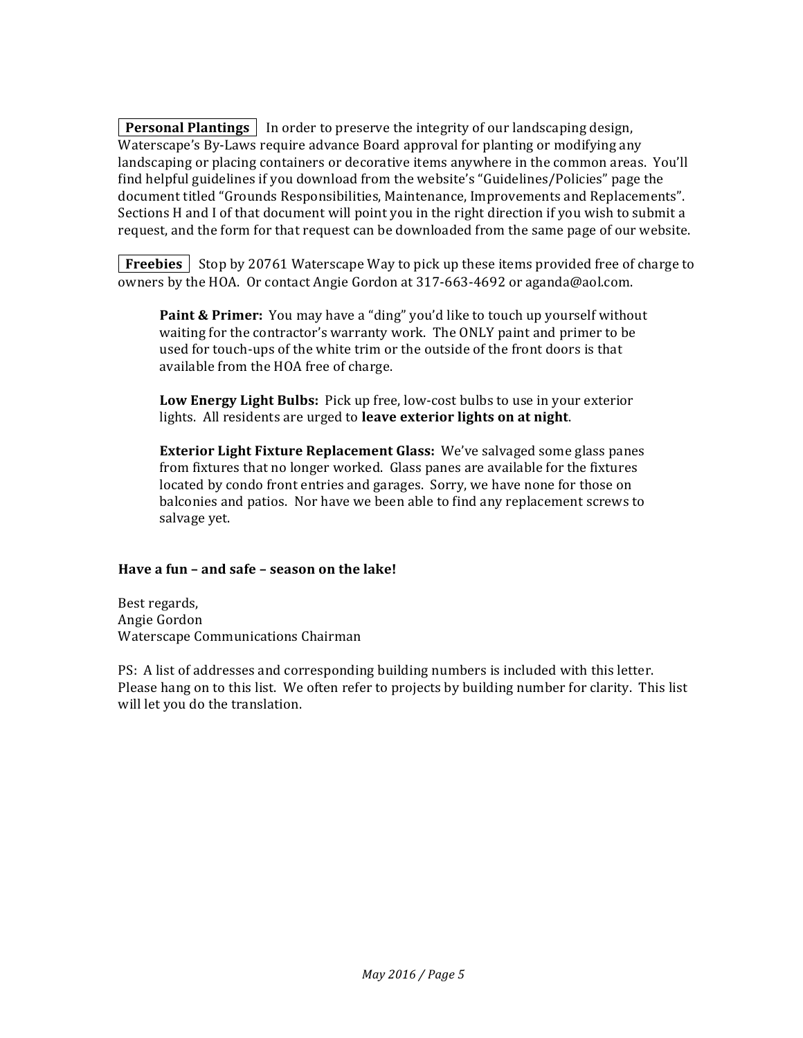**Personal Plantings** In order to preserve the integrity of our landscaping design, Waterscape's By-Laws require advance Board approval for planting or modifying any landscaping or placing containers or decorative items anywhere in the common areas. You'll find helpful guidelines if you download from the website's "Guidelines/Policies" page the document titled "Grounds Responsibilities, Maintenance, Improvements and Replacements". Sections H and I of that document will point you in the right direction if you wish to submit a request, and the form for that request can be downloaded from the same page of our website.

**Freebies** Stop by 20761 Waterscape Way to pick up these items provided free of charge to owners by the HOA. Or contact Angie Gordon at 317-663-4692 or aganda@aol.com.

> **Paint & Primer:** You may have a "ding" you'd like to touch up yourself without waiting for the contractor's warranty work. The ONLY paint and primer to be used for touch-ups of the white trim or the outside of the front doors is that available from the HOA free of charge.
>
> **Low Energy Light Bulbs:** Pick up free, low-cost bulbs to use in your exterior lights. All residents are urged to **leave exterior lights on at night**.
>
> **Exterior Light Fixture Replacement Glass:** We've salvaged some glass panes from fixtures that no longer worked. Glass panes are available for the fixtures located by condo front entries and garages. Sorry, we have none for those on balconies and patios. Nor have we been able to find any replacement screws to salvage yet.

**Have a fun – and safe – season on the lake!**

Best regards,
Angie Gordon
Waterscape Communications Chairman

PS: A list of addresses and corresponding building numbers is included with this letter. Please hang on to this list. We often refer to projects by building number for clarity. This list will let you do the translation.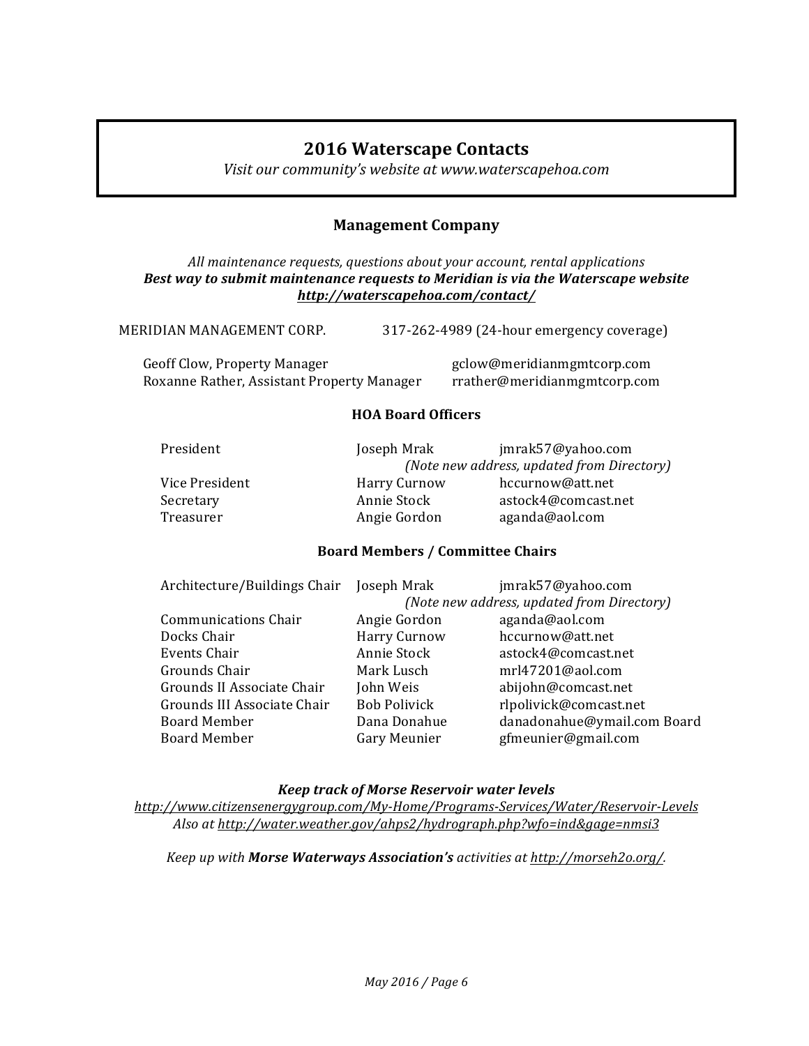## 2016 Waterscape Contacts

*Visit our community's website at www.waterscapehoa.com*

### Management Company

*All maintenance requests, questions about your account, rental applications*
***Best way to submit maintenance requests to Meridian is via the Waterscape website***
***http://waterscapehoa.com/contact/***

MERIDIAN MANAGEMENT CORP. 317-262-4989 (24-hour emergency coverage)

| | |
|---|---|
| Geoff Clow, Property Manager | gclow@meridianmgmtcorp.com |
| Roxanne Rather, Assistant Property Manager | rrather@meridianmgmtcorp.com |

#### HOA Board Officers

| | | |
|---|---|---|
| President | Joseph Mrak | jmrak57@yahoo.com |
| | | *(Note new address, updated from Directory)* |
| Vice President | Harry Curnow | hccurnow@att.net |
| Secretary | Annie Stock | astock4@comcast.net |
| Treasurer | Angie Gordon | aganda@aol.com |

#### Board Members / Committee Chairs

| | | |
|---|---|---|
| Architecture/Buildings Chair | Joseph Mrak | jmrak57@yahoo.com |
| | | *(Note new address, updated from Directory)* |
| Communications Chair | Angie Gordon | aganda@aol.com |
| Docks Chair | Harry Curnow | hccurnow@att.net |
| Events Chair | Annie Stock | astock4@comcast.net |
| Grounds Chair | Mark Lusch | mrl47201@aol.com |
| Grounds II Associate Chair | John Weis | abijohn@comcast.net |
| Grounds III Associate Chair | Bob Polivick | rlpolivick@comcast.net |
| Board Member | Dana Donahue | danadonahue@ymail.com Board |
| Board Member | Gary Meunier | gfmeunier@gmail.com |

***Keep track of Morse Reservoir water levels***
*http://www.citizensenergygroup.com/My-Home/Programs-Services/Water/Reservoir-Levels*
*Also at http://water.weather.gov/ahps2/hydrograph.php?wfo=ind&gage=nmsi3*

*Keep up with **Morse Waterways Association's** activities at http://morseh2o.org/.*